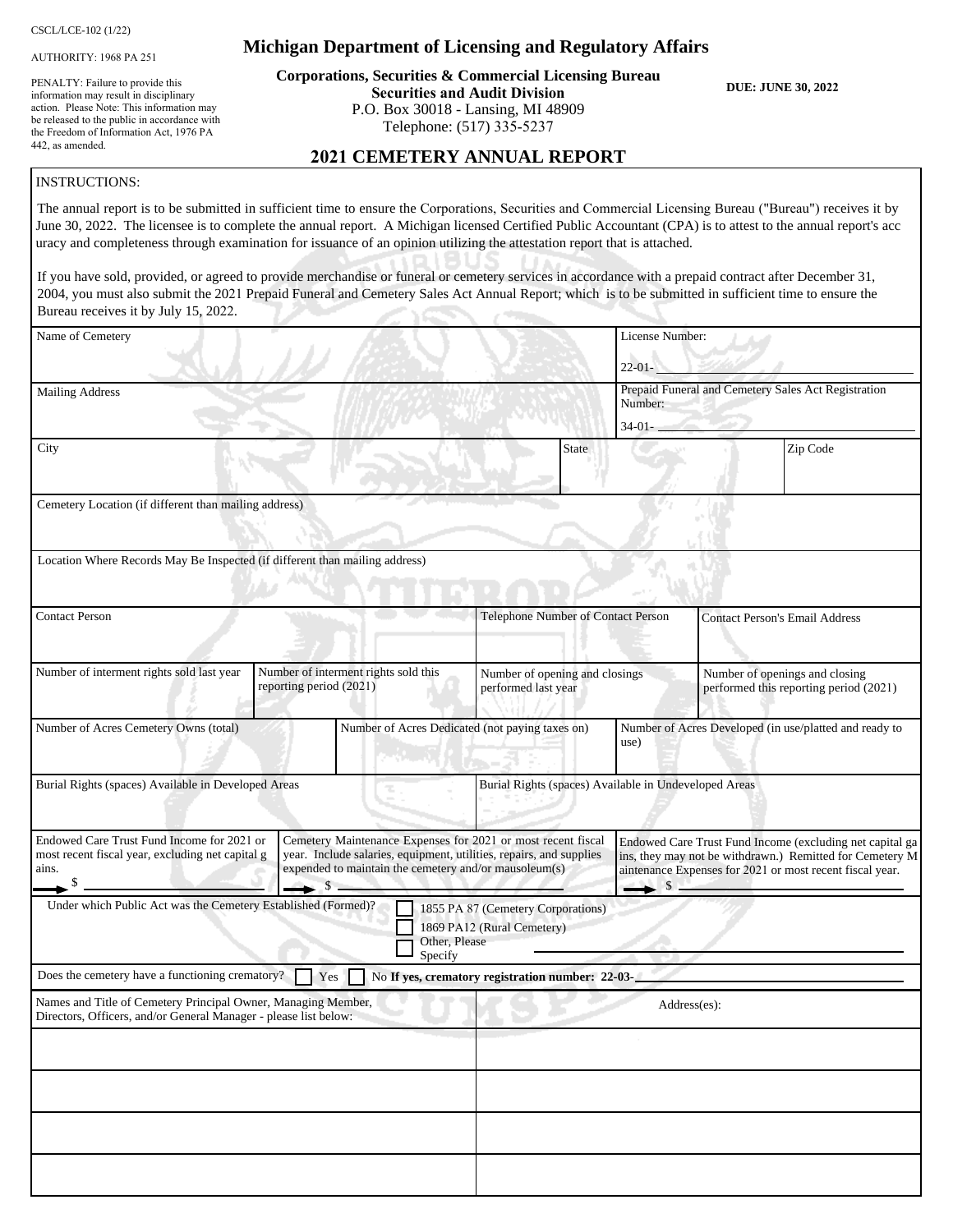CSCL/LCE-102 (1/22)

AUTHORITY: 1968 PA 251

PENALTY: Failure to provide this information may result in disciplinary action. Please Note: This information may be released to the public in accordance with the Freedom of Information Act, 1976 PA 442, as amended.

# Michigan Department of Licensing and Regulatory Affairs

**Corporations, Securities & Commercial Licensing Bureau**
**Securities and Audit Division**
P.O. Box 30018 - Lansing, MI 48909
Telephone: (517) 335-5237

**DUE: JUNE 30, 2022**

## 2021 CEMETERY ANNUAL REPORT

INSTRUCTIONS:

The annual report is to be submitted in sufficient time to ensure the Corporations, Securities and Commercial Licensing Bureau ("Bureau") receives it by June 30, 2022. The licensee is to complete the annual report. A Michigan licensed Certified Public Accountant (CPA) is to attest to the annual report's accuracy and completeness through examination for issuance of an opinion utilizing the attestation report that is attached.

If you have sold, provided, or agreed to provide merchandise or funeral or cemetery services in accordance with a prepaid contract after December 31, 2004, you must also submit the 2021 Prepaid Funeral and Cemetery Sales Act Annual Report; which is to be submitted in sufficient time to ensure the Bureau receives it by July 15, 2022.

| Name of Cemetery | License Number: 22-01- ________ |
|---|---|
| Mailing Address | Prepaid Funeral and Cemetery Sales Act Registration Number: 34-01- ________ |

| City | State | Zip Code |
|---|---|---|
| | | |

Cemetery Location (if different than mailing address)

Location Where Records May Be Inspected (if different than mailing address)

| Contact Person | Telephone Number of Contact Person | Contact Person's Email Address |
|---|---|---|
| | | |

| Number of interment rights sold last year | Number of interment rights sold this reporting period (2021) | Number of opening and closings performed last year | Number of openings and closing performed this reporting period (2021) |
|---|---|---|---|
| | | | |

| Number of Acres Cemetery Owns (total) | Number of Acres Dedicated (not paying taxes on) | Number of Acres Developed (in use/platted and ready to use) |
|---|---|---|
| | | |

| Burial Rights (spaces) Available in Developed Areas | Burial Rights (spaces) Available in Undeveloped Areas |
|---|---|
| | |

| Endowed Care Trust Fund Income for 2021 or most recent fiscal year, excluding net capital gains. | Cemetery Maintenance Expenses for 2021 or most recent fiscal year. Include salaries, equipment, utilities, repairs, and supplies expended to maintain the cemetery and/or mausoleum(s) | Endowed Care Trust Fund Income (excluding net capital gains, they may not be withdrawn.) Remitted for Cemetery Maintenance Expenses for 2021 or most recent fiscal year. |
|---|---|---|
| $ ________ | $ ________ | $ ________ |

Under which Public Act was the Cemetery Established (Formed)?
☐ 1855 PA 87 (Cemetery Corporations)
☐ 1869 PA12 (Rural Cemetery)
☐ Other, Please Specify ________

Does the cemetery have a functioning crematory? ☐ Yes ☐ No **If yes, crematory registration number: 22-03-** ________

| Names and Title of Cemetery Principal Owner, Managing Member, Directors, Officers, and/or General Manager - please list below: | Address(es): |
|---|---|
| | |
| | |
| | |
| | |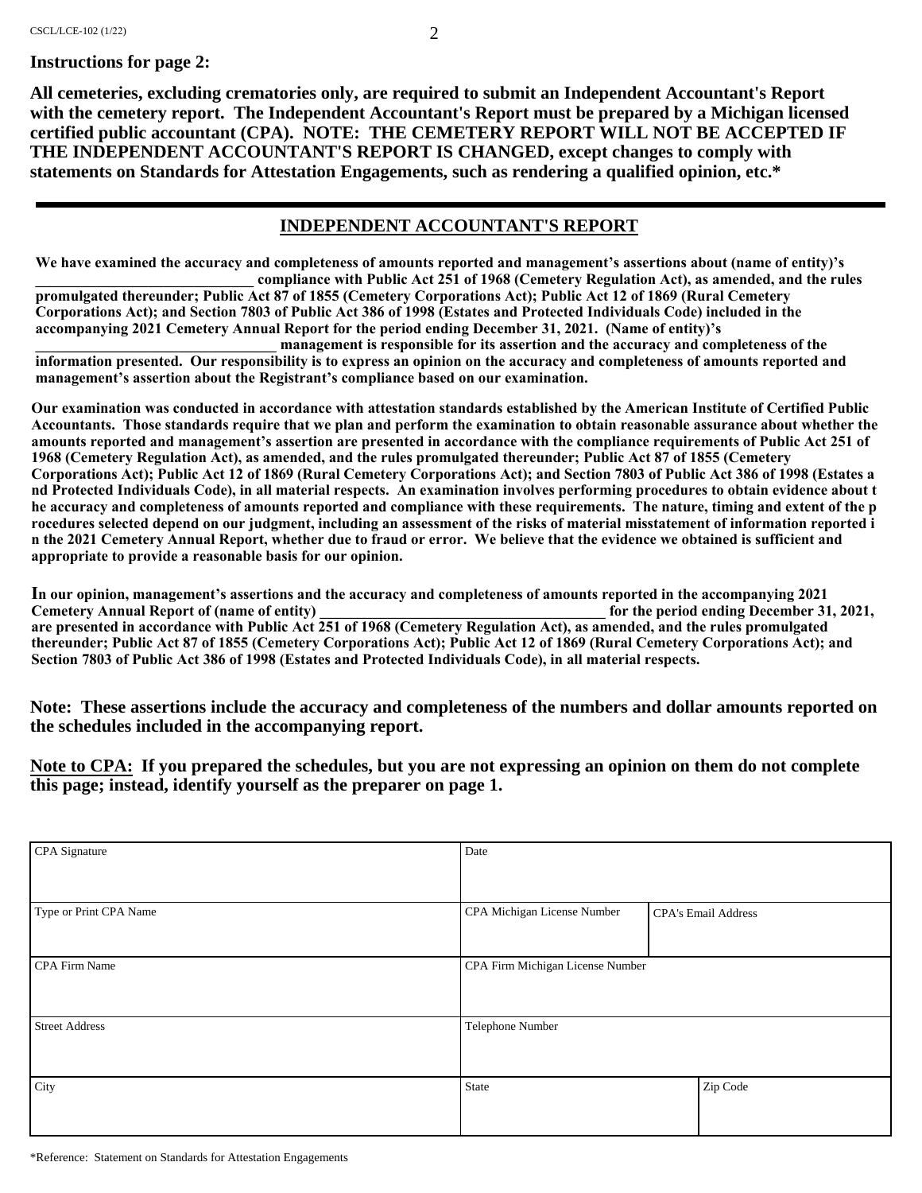**Instructions for page 2:**

**All cemeteries, excluding crematories only, are required to submit an Independent Accountant's Report with the cemetery report. The Independent Accountant's Report must be prepared by a Michigan licensed certified public accountant (CPA). NOTE: THE CEMETERY REPORT WILL NOT BE ACCEPTED IF THE INDEPENDENT ACCOUNTANT'S REPORT IS CHANGED, except changes to comply with statements on Standards for Attestation Engagements, such as rendering a qualified opinion, etc.***

---

## INDEPENDENT ACCOUNTANT'S REPORT

**We have examined the accuracy and completeness of amounts reported and management's assertions about (name of entity)'s ____________________________ compliance with Public Act 251 of 1968 (Cemetery Regulation Act), as amended, and the rules promulgated thereunder; Public Act 87 of 1855 (Cemetery Corporations Act); Public Act 12 of 1869 (Rural Cemetery Corporations Act); and Section 7803 of Public Act 386 of 1998 (Estates and Protected Individuals Code) included in the accompanying 2021 Cemetery Annual Report for the period ending December 31, 2021. (Name of entity)'s _______________________________ management is responsible for its assertion and the accuracy and completeness of the information presented. Our responsibility is to express an opinion on the accuracy and completeness of amounts reported and management's assertion about the Registrant's compliance based on our examination.**

**Our examination was conducted in accordance with attestation standards established by the American Institute of Certified Public Accountants. Those standards require that we plan and perform the examination to obtain reasonable assurance about whether the amounts reported and management's assertion are presented in accordance with the compliance requirements of Public Act 251 of 1968 (Cemetery Regulation Act), as amended, and the rules promulgated thereunder; Public Act 87 of 1855 (Cemetery Corporations Act); Public Act 12 of 1869 (Rural Cemetery Corporations Act); and Section 7803 of Public Act 386 of 1998 (Estates and Protected Individuals Code), in all material respects. An examination involves performing procedures to obtain evidence about the accuracy and completeness of amounts reported and compliance with these requirements. The nature, timing and extent of the procedures selected depend on our judgment, including an assessment of the risks of material misstatement of information reported in the 2021 Cemetery Annual Report, whether due to fraud or error. We believe that the evidence we obtained is sufficient and appropriate to provide a reasonable basis for our opinion.**

**In our opinion, management's assertions and the accuracy and completeness of amounts reported in the accompanying 2021 Cemetery Annual Report of (name of entity) _____________________________________ for the period ending December 31, 2021, are presented in accordance with Public Act 251 of 1968 (Cemetery Regulation Act), as amended, and the rules promulgated thereunder; Public Act 87 of 1855 (Cemetery Corporations Act); Public Act 12 of 1869 (Rural Cemetery Corporations Act); and Section 7803 of Public Act 386 of 1998 (Estates and Protected Individuals Code), in all material respects.**

**Note: These assertions include the accuracy and completeness of the numbers and dollar amounts reported on the schedules included in the accompanying report.**

**<u>Note to CPA:</u> If you prepared the schedules, but you are not expressing an opinion on them do not complete this page; instead, identify yourself as the preparer on page 1.**

| CPA Signature | Date | |
|---|---|---|
| Type or Print CPA Name | CPA Michigan License Number | CPA's Email Address |
| CPA Firm Name | CPA Firm Michigan License Number | |
| Street Address | Telephone Number | |
| City | State | Zip Code |

*Reference: Statement on Standards for Attestation Engagements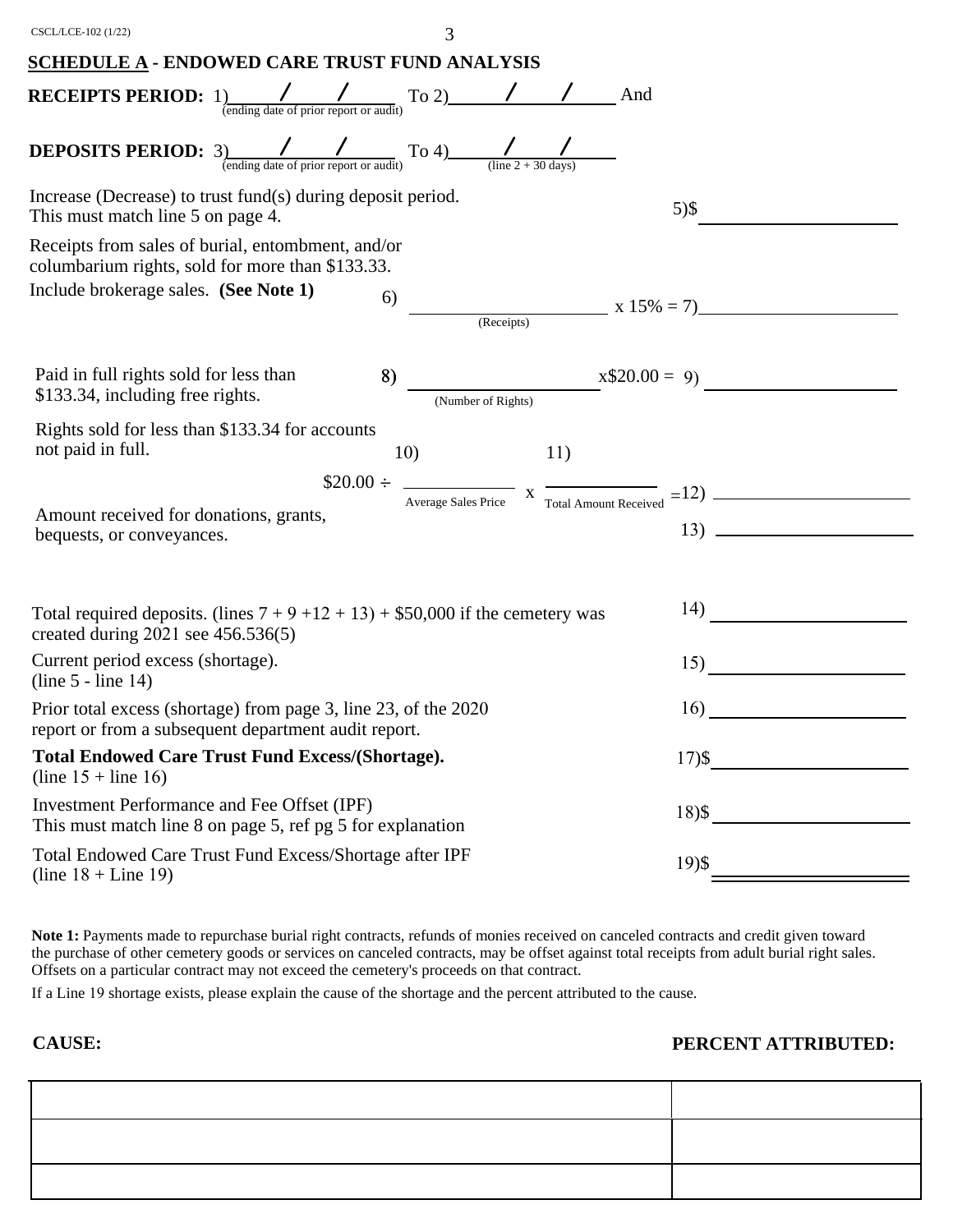## SCHEDULE A - ENDOWED CARE TRUST FUND ANALYSIS

**RECEIPTS PERIOD:** 1)\_\_\_\_/\_\_\_\_/\_\_\_\_ (ending date of prior report or audit) To 2)\_\_\_\_/\_\_\_\_/\_\_\_\_ And

**DEPOSITS PERIOD:** 3)\_\_\_\_/\_\_\_\_/\_\_\_\_ (ending date of prior report or audit) To 4)\_\_\_\_/\_\_\_\_/\_\_\_\_ (line 2 + 30 days)

Increase (Decrease) to trust fund(s) during deposit period. This must match line 5 on page 4. 5)$\_\_\_\_\_\_\_\_\_\_

Receipts from sales of burial, entombment, and/or columbarium rights, sold for more than $133.33. Include brokerage sales. **(See Note 1)** 6)\_\_\_\_\_\_\_\_\_\_ (Receipts) x 15% = 7)\_\_\_\_\_\_\_\_\_\_

Paid in full rights sold for less than $133.34, including free rights. 8)\_\_\_\_\_\_\_\_\_\_ (Number of Rights) x$20.00 = 9)\_\_\_\_\_\_\_\_\_\_

Rights sold for less than $133.34 for accounts not paid in full. $20.00 ÷ 10)\_\_\_\_\_\_\_\_\_\_ (Average Sales Price) x 11)\_\_\_\_\_\_\_\_\_\_ (Total Amount Received) =12)\_\_\_\_\_\_\_\_\_\_

Amount received for donations, grants, bequests, or conveyances. 13)\_\_\_\_\_\_\_\_\_\_

Total required deposits. (lines 7 + 9 +12 + 13) + $50,000 if the cemetery was created during 2021 see 456.536(5) 14)\_\_\_\_\_\_\_\_\_\_

Current period excess (shortage). (line 5 - line 14) 15)\_\_\_\_\_\_\_\_\_\_

Prior total excess (shortage) from page 3, line 23, of the 2020 report or from a subsequent department audit report. 16)\_\_\_\_\_\_\_\_\_\_

**Total Endowed Care Trust Fund Excess/(Shortage).** (line 15 + line 16) 17)$\_\_\_\_\_\_\_\_\_\_

Investment Performance and Fee Offset (IPF) This must match line 8 on page 5, ref pg 5 for explanation 18)$\_\_\_\_\_\_\_\_\_\_

Total Endowed Care Trust Fund Excess/Shortage after IPF (line 18 + Line 19) 19)$\_\_\_\_\_\_\_\_\_\_

**Note 1:** Payments made to repurchase burial right contracts, refunds of monies received on canceled contracts and credit given toward the purchase of other cemetery goods or services on canceled contracts, may be offset against total receipts from adult burial right sales. Offsets on a particular contract may not exceed the cemetery's proceeds on that contract.

If a Line 19 shortage exists, please explain the cause of the shortage and the percent attributed to the cause.

| CAUSE: | PERCENT ATTRIBUTED: |
|---|---|
| | |
| | |
| | |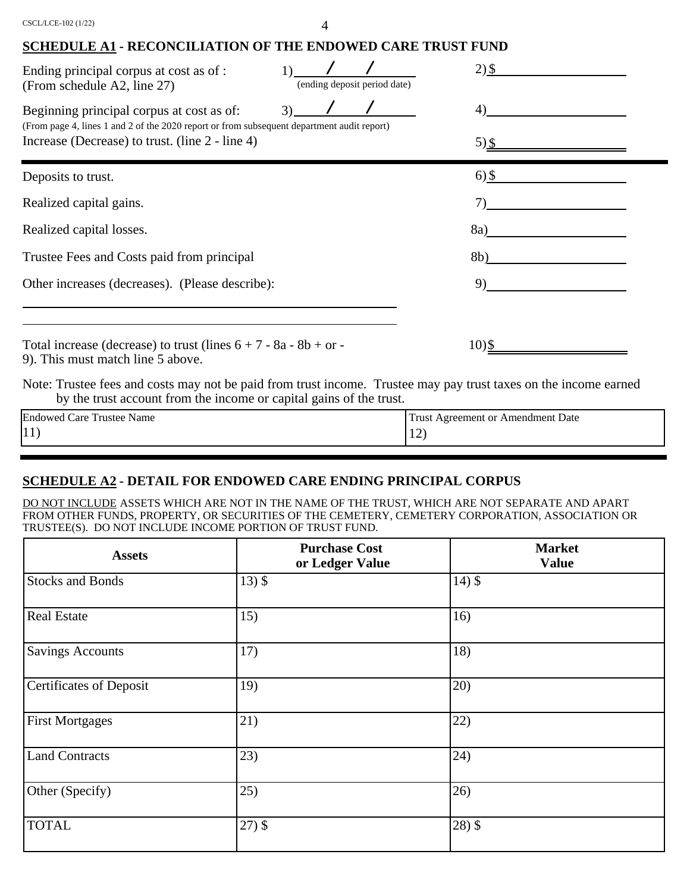CSCL/LCE-102 (1/22)

## SCHEDULE A1 - RECONCILIATION OF THE ENDOWED CARE TRUST FUND

| | | |
|---|---|---|
| Ending principal corpus at cost as of :<br>(From schedule A2, line 27) | 1) ____/____/____<br>(ending deposit period date) | 2) $ |
| Beginning principal corpus at cost as of:<br>(From page 4, lines 1 and 2 of the 2020 report or from subsequent department audit report) | 3) ____/____/____ | 4) |
| Increase (Decrease) to trust. (line 2 - line 4) | | 5) $ |

| | |
|---|---|
| Deposits to trust. | 6) $ |
| Realized capital gains. | 7) |
| Realized capital losses. | 8a) |
| Trustee Fees and Costs paid from principal | 8b) |
| Other increases (decreases). (Please describe): | 9) |
| Total increase (decrease) to trust (lines 6 + 7 - 8a - 8b + or - 9). This must match line 5 above. | 10) $ |

Note: Trustee fees and costs may not be paid from trust income. Trustee may pay trust taxes on the income earned by the trust account from the income or capital gains of the trust.

| Endowed Care Trustee Name | Trust Agreement or Amendment Date |
|---|---|
| 11) | 12) |

## SCHEDULE A2 - DETAIL FOR ENDOWED CARE ENDING PRINCIPAL CORPUS

DO NOT INCLUDE ASSETS WHICH ARE NOT IN THE NAME OF THE TRUST, WHICH ARE NOT SEPARATE AND APART FROM OTHER FUNDS, PROPERTY, OR SECURITIES OF THE CEMETERY, CEMETERY CORPORATION, ASSOCIATION OR TRUSTEE(S). DO NOT INCLUDE INCOME PORTION OF TRUST FUND.

| Assets | Purchase Cost or Ledger Value | Market Value |
|---|---|---|
| Stocks and Bonds | 13) $ | 14) $ |
| Real Estate | 15) | 16) |
| Savings Accounts | 17) | 18) |
| Certificates of Deposit | 19) | 20) |
| First Mortgages | 21) | 22) |
| Land Contracts | 23) | 24) |
| Other (Specify) | 25) | 26) |
| TOTAL | 27) $ | 28) $ |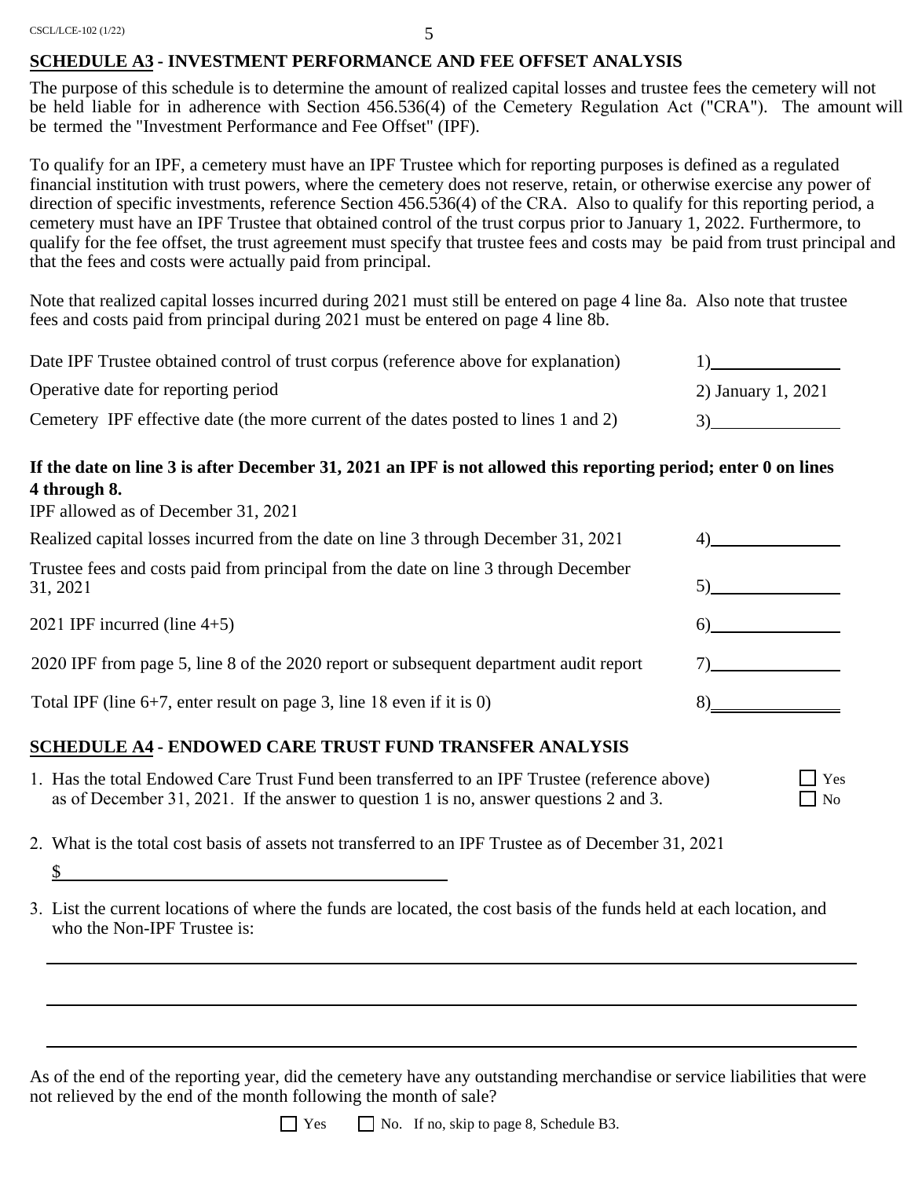## SCHEDULE A3 - INVESTMENT PERFORMANCE AND FEE OFFSET ANALYSIS

The purpose of this schedule is to determine the amount of realized capital losses and trustee fees the cemetery will not be held liable for in adherence with Section 456.536(4) of the Cemetery Regulation Act ("CRA"). The amount will be termed the "Investment Performance and Fee Offset" (IPF).

To qualify for an IPF, a cemetery must have an IPF Trustee which for reporting purposes is defined as a regulated financial institution with trust powers, where the cemetery does not reserve, retain, or otherwise exercise any power of direction of specific investments, reference Section 456.536(4) of the CRA. Also to qualify for this reporting period, a cemetery must have an IPF Trustee that obtained control of the trust corpus prior to January 1, 2022. Furthermore, to qualify for the fee offset, the trust agreement must specify that trustee fees and costs may be paid from trust principal and that the fees and costs were actually paid from principal.

Note that realized capital losses incurred during 2021 must still be entered on page 4 line 8a. Also note that trustee fees and costs paid from principal during 2021 must be entered on page 4 line 8b.

| | |
|---|---|
| Date IPF Trustee obtained control of trust corpus (reference above for explanation) | 1)\_\_\_\_\_\_\_\_\_\_ |
| Operative date for reporting period | 2) January 1, 2021 |
| Cemetery IPF effective date (the more current of the dates posted to lines 1 and 2) | 3)\_\_\_\_\_\_\_\_\_\_ |

**If the date on line 3 is after December 31, 2021 an IPF is not allowed this reporting period; enter 0 on lines 4 through 8.**

IPF allowed as of December 31, 2021

| | |
|---|---|
| Realized capital losses incurred from the date on line 3 through December 31, 2021 | 4)\_\_\_\_\_\_\_\_\_\_ |
| Trustee fees and costs paid from principal from the date on line 3 through December 31, 2021 | 5)\_\_\_\_\_\_\_\_\_\_ |
| 2021 IPF incurred (line 4+5) | 6)\_\_\_\_\_\_\_\_\_\_ |
| 2020 IPF from page 5, line 8 of the 2020 report or subsequent department audit report | 7)\_\_\_\_\_\_\_\_\_\_ |
| Total IPF (line 6+7, enter result on page 3, line 18 even if it is 0) | 8)\_\_\_\_\_\_\_\_\_\_ |

## SCHEDULE A4 - ENDOWED CARE TRUST FUND TRANSFER ANALYSIS

1. Has the total Endowed Care Trust Fund been transferred to an IPF Trustee (reference above) as of December 31, 2021. If the answer to question 1 is no, answer questions 2 and 3. ☐ Yes ☐ No

2. What is the total cost basis of assets not transferred to an IPF Trustee as of December 31, 2021

   $\_\_\_\_\_\_\_\_\_\_\_\_\_\_\_\_\_\_\_\_\_\_\_\_\_\_\_\_\_\_

3. List the current locations of where the funds are located, the cost basis of the funds held at each location, and who the Non-IPF Trustee is:

\_\_\_\_\_\_\_\_\_\_\_\_\_\_\_\_\_\_\_\_\_\_\_\_\_\_\_\_\_\_\_\_\_\_\_\_\_\_\_\_\_\_\_\_\_\_\_\_\_\_\_\_\_\_\_\_\_\_

\_\_\_\_\_\_\_\_\_\_\_\_\_\_\_\_\_\_\_\_\_\_\_\_\_\_\_\_\_\_\_\_\_\_\_\_\_\_\_\_\_\_\_\_\_\_\_\_\_\_\_\_\_\_\_\_\_\_

\_\_\_\_\_\_\_\_\_\_\_\_\_\_\_\_\_\_\_\_\_\_\_\_\_\_\_\_\_\_\_\_\_\_\_\_\_\_\_\_\_\_\_\_\_\_\_\_\_\_\_\_\_\_\_\_\_\_

As of the end of the reporting year, did the cemetery have any outstanding merchandise or service liabilities that were not relieved by the end of the month following the month of sale?

☐ Yes ☐ No. If no, skip to page 8, Schedule B3.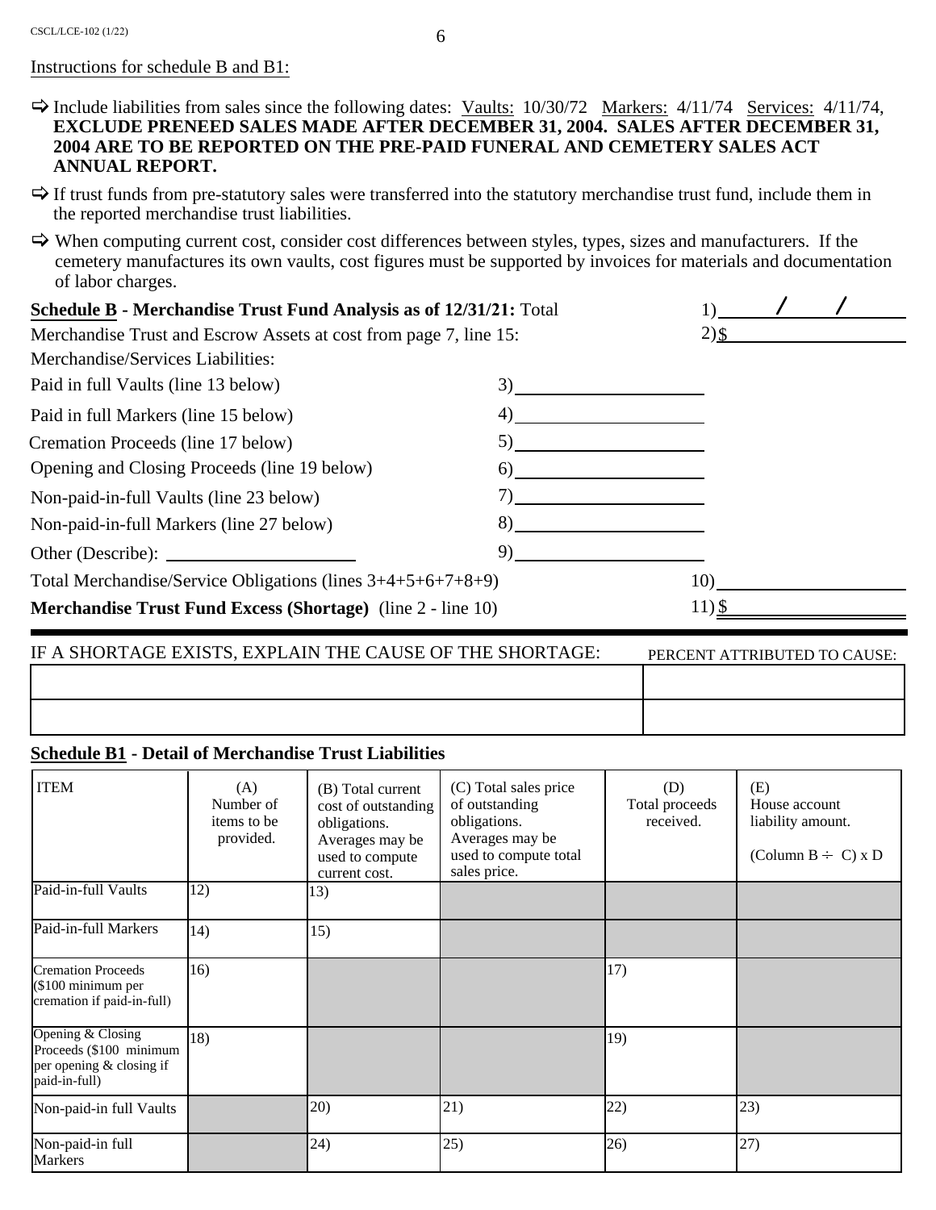Instructions for schedule B and B1:

- ⇨ Include liabilities from sales since the following dates: Vaults: 10/30/72 Markers: 4/11/74 Services: 4/11/74, **EXCLUDE PRENEED SALES MADE AFTER DECEMBER 31, 2004. SALES AFTER DECEMBER 31, 2004 ARE TO BE REPORTED ON THE PRE-PAID FUNERAL AND CEMETERY SALES ACT ANNUAL REPORT.**
- ⇨ If trust funds from pre-statutory sales were transferred into the statutory merchandise trust fund, include them in the reported merchandise trust liabilities.
- ⇨ When computing current cost, consider cost differences between styles, types, sizes and manufacturers. If the cemetery manufactures its own vaults, cost figures must be supported by invoices for materials and documentation of labor charges.

**Schedule B - Merchandise Trust Fund Analysis as of 12/31/21:** Total 1) ______ / ______ / ______

Merchandise Trust and Escrow Assets at cost from page 7, line 15: 2) $ ____________

Merchandise/Services Liabilities:

Paid in full Vaults (line 13 below) 3) ____________

Paid in full Markers (line 15 below) 4) ____________

Cremation Proceeds (line 17 below) 5) ____________

Opening and Closing Proceeds (line 19 below) 6) ____________

Non-paid-in-full Vaults (line 23 below) 7) ____________

Non-paid-in-full Markers (line 27 below) 8) ____________

Other (Describe): ____________ 9) ____________

Total Merchandise/Service Obligations (lines 3+4+5+6+7+8+9) 10) ____________

**Merchandise Trust Fund Excess (Shortage)** (line 2 - line 10) 11) $ ____________

| IF A SHORTAGE EXISTS, EXPLAIN THE CAUSE OF THE SHORTAGE: | PERCENT ATTRIBUTED TO CAUSE: |
|---|---|
| | |
| | |

**Schedule B1 - Detail of Merchandise Trust Liabilities**

| ITEM | (A) Number of items to be provided. | (B) Total current cost of outstanding obligations. Averages may be used to compute current cost. | (C) Total sales price of outstanding obligations. Averages may be used to compute total sales price. | (D) Total proceeds received. | (E) House account liability amount. (Column B ÷ C) x D |
|---|---|---|---|---|---|
| Paid-in-full Vaults | 12) | 13) | | | |
| Paid-in-full Markers | 14) | 15) | | | |
| Cremation Proceeds ($100 minimum per cremation if paid-in-full) | 16) | | | 17) | |
| Opening & Closing Proceeds ($100 minimum per opening & closing if paid-in-full) | 18) | | | 19) | |
| Non-paid-in full Vaults | | 20) | 21) | 22) | 23) |
| Non-paid-in full Markers | | 24) | 25) | 26) | 27) |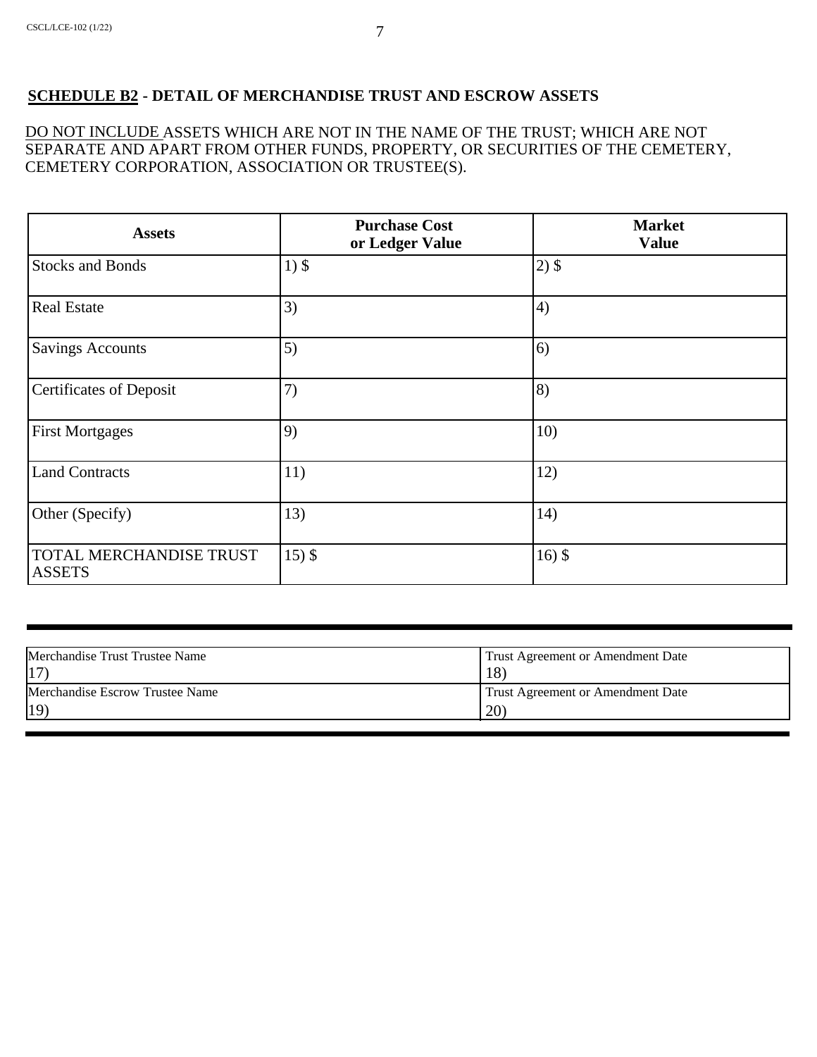## SCHEDULE B2 - DETAIL OF MERCHANDISE TRUST AND ESCROW ASSETS

DO NOT INCLUDE ASSETS WHICH ARE NOT IN THE NAME OF THE TRUST; WHICH ARE NOT SEPARATE AND APART FROM OTHER FUNDS, PROPERTY, OR SECURITIES OF THE CEMETERY, CEMETERY CORPORATION, ASSOCIATION OR TRUSTEE(S).

| Assets | Purchase Cost or Ledger Value | Market Value |
|---|---|---|
| Stocks and Bonds | 1) $ | 2) $ |
| Real Estate | 3) | 4) |
| Savings Accounts | 5) | 6) |
| Certificates of Deposit | 7) | 8) |
| First Mortgages | 9) | 10) |
| Land Contracts | 11) | 12) |
| Other (Specify) | 13) | 14) |
| TOTAL MERCHANDISE TRUST ASSETS | 15) $ | 16) $ |

| Merchandise Trust Trustee Name | Trust Agreement or Amendment Date |
|---|---|
| 17) | 18) |
| Merchandise Escrow Trustee Name | Trust Agreement or Amendment Date |
| 19) | 20) |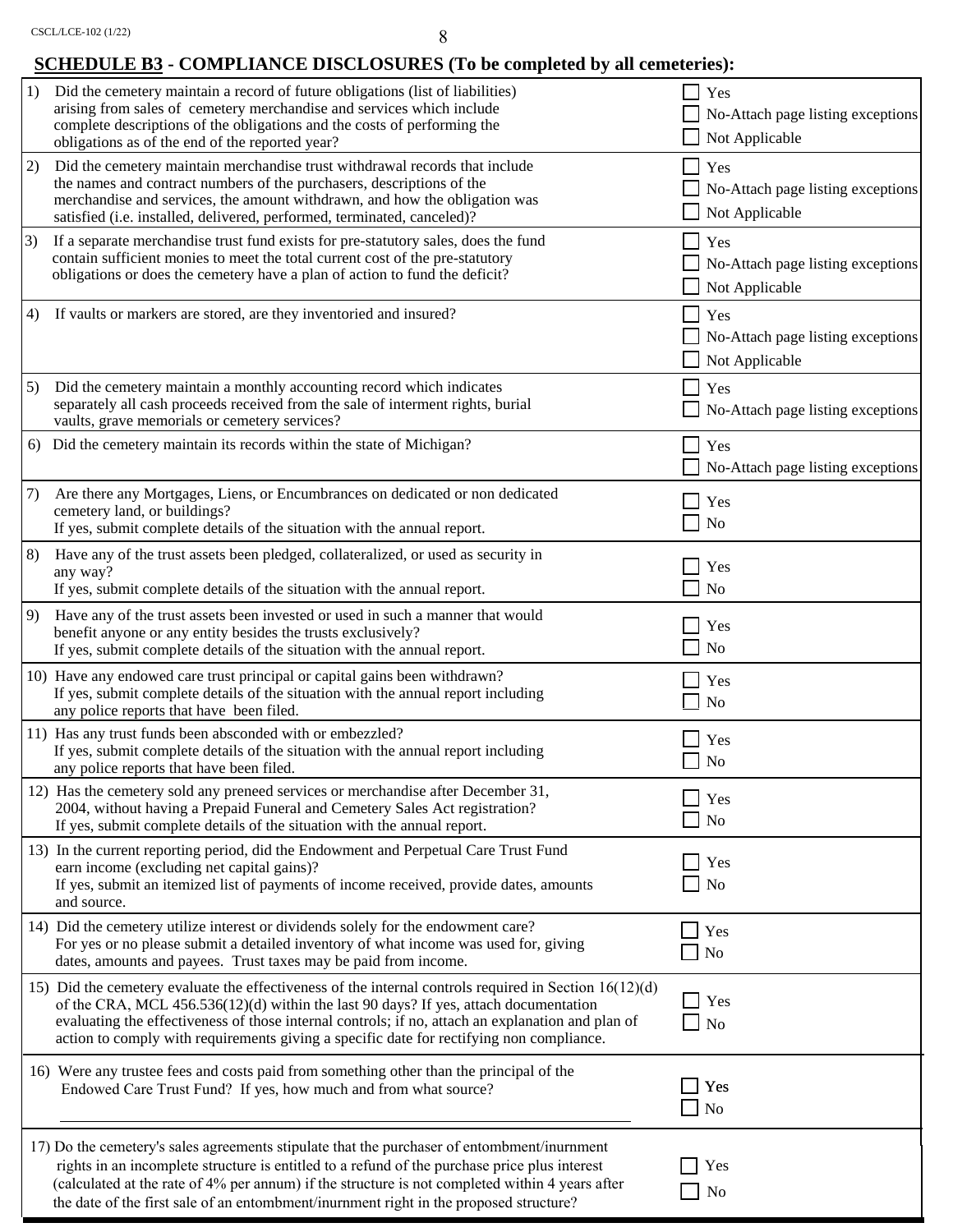## SCHEDULE B3 - COMPLIANCE DISCLOSURES (To be completed by all cemeteries):

| Question | Response |
| --- | --- |
| 1) Did the cemetery maintain a record of future obligations (list of liabilities) arising from sales of cemetery merchandise and services which include complete descriptions of the obligations and the costs of performing the obligations as of the end of the reported year? | ☐ Yes<br>☐ No-Attach page listing exceptions<br>☐ Not Applicable |
| 2) Did the cemetery maintain merchandise trust withdrawal records that include the names and contract numbers of the purchasers, descriptions of the merchandise and services, the amount withdrawn, and how the obligation was satisfied (i.e. installed, delivered, performed, terminated, canceled)? | ☐ Yes<br>☐ No-Attach page listing exceptions<br>☐ Not Applicable |
| 3) If a separate merchandise trust fund exists for pre-statutory sales, does the fund contain sufficient monies to meet the total current cost of the pre-statutory obligations or does the cemetery have a plan of action to fund the deficit? | ☐ Yes<br>☐ No-Attach page listing exceptions<br>☐ Not Applicable |
| 4) If vaults or markers are stored, are they inventoried and insured? | ☐ Yes<br>☐ No-Attach page listing exceptions<br>☐ Not Applicable |
| 5) Did the cemetery maintain a monthly accounting record which indicates separately all cash proceeds received from the sale of interment rights, burial vaults, grave memorials or cemetery services? | ☐ Yes<br>☐ No-Attach page listing exceptions |
| 6) Did the cemetery maintain its records within the state of Michigan? | ☐ Yes<br>☐ No-Attach page listing exceptions |
| 7) Are there any Mortgages, Liens, or Encumbrances on dedicated or non dedicated cemetery land, or buildings?<br>If yes, submit complete details of the situation with the annual report. | ☐ Yes<br>☐ No |
| 8) Have any of the trust assets been pledged, collateralized, or used as security in any way?<br>If yes, submit complete details of the situation with the annual report. | ☐ Yes<br>☐ No |
| 9) Have any of the trust assets been invested or used in such a manner that would benefit anyone or any entity besides the trusts exclusively?<br>If yes, submit complete details of the situation with the annual report. | ☐ Yes<br>☐ No |
| 10) Have any endowed care trust principal or capital gains been withdrawn?<br>If yes, submit complete details of the situation with the annual report including any police reports that have been filed. | ☐ Yes<br>☐ No |
| 11) Has any trust funds been absconded with or embezzled?<br>If yes, submit complete details of the situation with the annual report including any police reports that have been filed. | ☐ Yes<br>☐ No |
| 12) Has the cemetery sold any preneed services or merchandise after December 31, 2004, without having a Prepaid Funeral and Cemetery Sales Act registration?<br>If yes, submit complete details of the situation with the annual report. | ☐ Yes<br>☐ No |
| 13) In the current reporting period, did the Endowment and Perpetual Care Trust Fund earn income (excluding net capital gains)?<br>If yes, submit an itemized list of payments of income received, provide dates, amounts and source. | ☐ Yes<br>☐ No |
| 14) Did the cemetery utilize interest or dividends solely for the endowment care?<br>For yes or no please submit a detailed inventory of what income was used for, giving dates, amounts and payees. Trust taxes may be paid from income. | ☐ Yes<br>☐ No |
| 15) Did the cemetery evaluate the effectiveness of the internal controls required in Section 16(12)(d) of the CRA, MCL 456.536(12)(d) within the last 90 days? If yes, attach documentation evaluating the effectiveness of those internal controls; if no, attach an explanation and plan of action to comply with requirements giving a specific date for rectifying non compliance. | ☐ Yes<br>☐ No |
| 16) Were any trustee fees and costs paid from something other than the principal of the Endowed Care Trust Fund? If yes, how much and from what source?<br>\_\_\_\_\_\_\_\_\_\_\_\_\_\_\_\_\_\_\_\_\_\_\_\_\_\_\_\_\_\_\_\_\_\_\_\_\_\_\_\_ | ☐ Yes<br>☐ No |
| 17) Do the cemetery's sales agreements stipulate that the purchaser of entombment/inurnment rights in an incomplete structure is entitled to a refund of the purchase price plus interest (calculated at the rate of 4% per annum) if the structure is not completed within 4 years after the date of the first sale of an entombment/inurnment right in the proposed structure? | ☐ Yes<br>☐ No |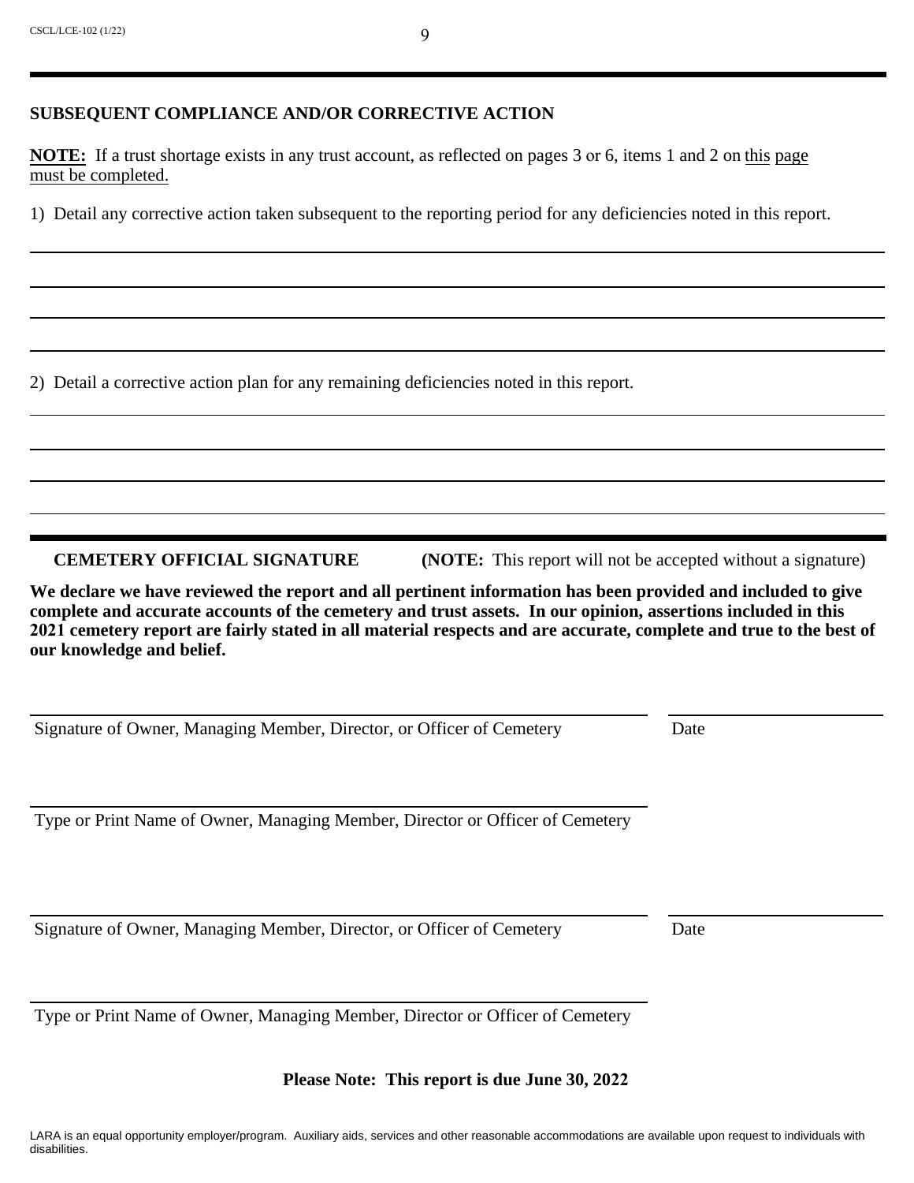## SUBSEQUENT COMPLIANCE AND/OR CORRECTIVE ACTION

**NOTE:** If a trust shortage exists in any trust account, as reflected on pages 3 or 6, items 1 and 2 on this page must be completed.

1) Detail any corrective action taken subsequent to the reporting period for any deficiencies noted in this report.

_______________________________________________

_______________________________________________

_______________________________________________

_______________________________________________

2) Detail a corrective action plan for any remaining deficiencies noted in this report.

_______________________________________________

_______________________________________________

_______________________________________________

_______________________________________________

**CEMETERY OFFICIAL SIGNATURE** **(NOTE:** This report will not be accepted without a signature)

**We declare we have reviewed the report and all pertinent information has been provided and included to give complete and accurate accounts of the cemetery and trust assets. In our opinion, assertions included in this 2021 cemetery report are fairly stated in all material respects and are accurate, complete and true to the best of our knowledge and belief.**

_______________________________________________ _______________

Signature of Owner, Managing Member, Director, or Officer of Cemetery Date

_______________________________________________

Type or Print Name of Owner, Managing Member, Director or Officer of Cemetery

_______________________________________________ _______________

Signature of Owner, Managing Member, Director, or Officer of Cemetery Date

_______________________________________________

Type or Print Name of Owner, Managing Member, Director or Officer of Cemetery

**Please Note: This report is due June 30, 2022**

LARA is an equal opportunity employer/program. Auxiliary aids, services and other reasonable accommodations are available upon request to individuals with disabilities.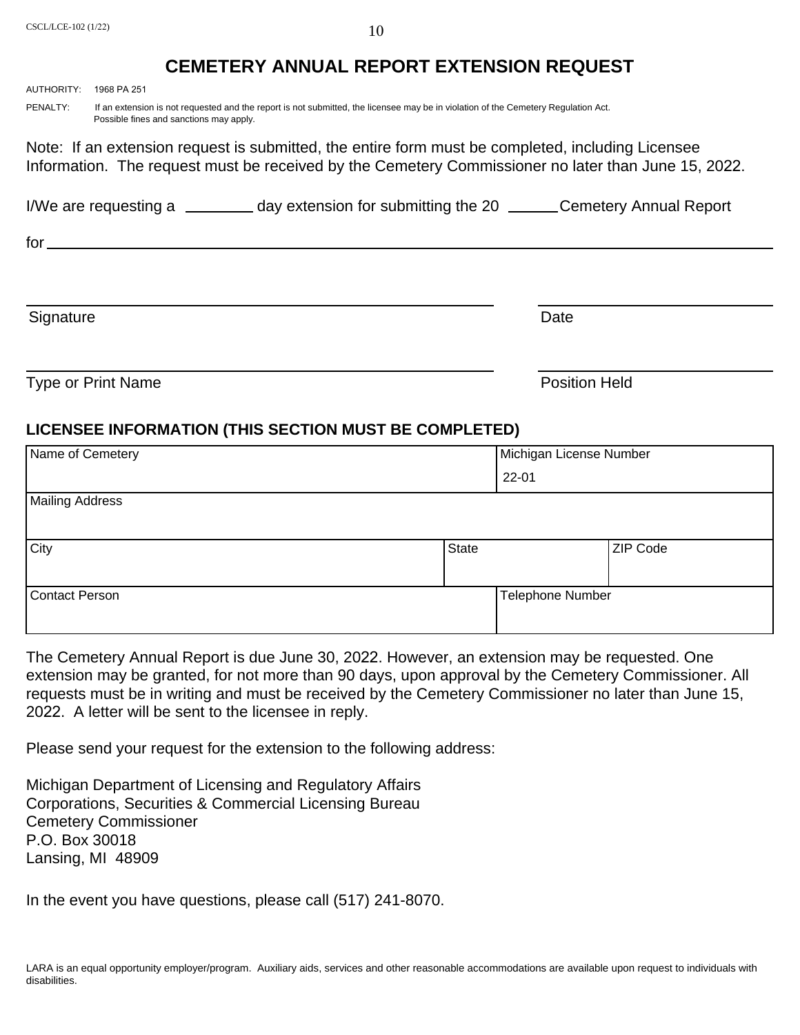CSCL/LCE-102 (1/22)

# CEMETERY ANNUAL REPORT EXTENSION REQUEST

AUTHORITY: 1968 PA 251

PENALTY: If an extension is not requested and the report is not submitted, the licensee may be in violation of the Cemetery Regulation Act. Possible fines and sanctions may apply.

Note: If an extension request is submitted, the entire form must be completed, including Licensee Information. The request must be received by the Cemetery Commissioner no later than June 15, 2022.

I/We are requesting a ________ day extension for submitting the 20 ______ Cemetery Annual Report

for ____________________________________________________________

_______________________________________ Signature

_______________________ Date

_______________________________________ Type or Print Name

_______________________ Position Held

## LICENSEE INFORMATION (THIS SECTION MUST BE COMPLETED)

| | | |
|---|---|---|
| Name of Cemetery | Michigan License Number 22-01 | |
| Mailing Address | | |
| City | State | ZIP Code |
| Contact Person | Telephone Number | |

The Cemetery Annual Report is due June 30, 2022. However, an extension may be requested. One extension may be granted, for not more than 90 days, upon approval by the Cemetery Commissioner. All requests must be in writing and must be received by the Cemetery Commissioner no later than June 15, 2022. A letter will be sent to the licensee in reply.

Please send your request for the extension to the following address:

Michigan Department of Licensing and Regulatory Affairs
Corporations, Securities & Commercial Licensing Bureau
Cemetery Commissioner
P.O. Box 30018
Lansing, MI 48909

In the event you have questions, please call (517) 241-8070.

LARA is an equal opportunity employer/program. Auxiliary aids, services and other reasonable accommodations are available upon request to individuals with disabilities.